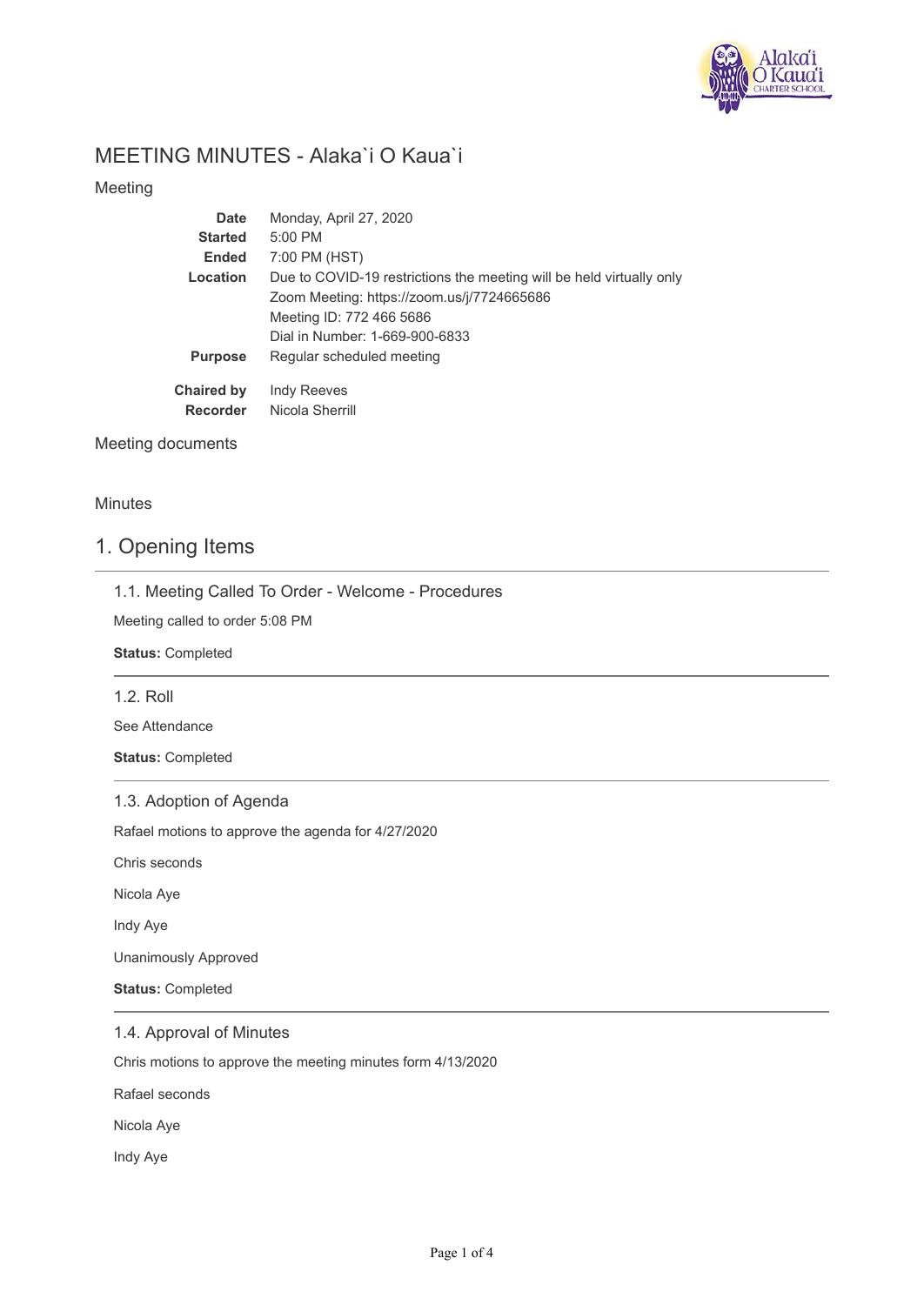# MEETING MINUTES - Alaka`i O Kaua`i

Meeting

| | |
|---|---|
| **Date** | Monday, April 27, 2020 |
| **Started** | 5:00 PM |
| **Ended** | 7:00 PM (HST) |
| **Location** | Due to COVID-19 restrictions the meeting will be held virtually only<br>Zoom Meeting: https://zoom.us/j/7724665686<br>Meeting ID: 772 466 5686<br>Dial in Number: 1-669-900-6833 |
| **Purpose** | Regular scheduled meeting |
| **Chaired by** | Indy Reeves |
| **Recorder** | Nicola Sherrill |

Meeting documents

Minutes

## 1. Opening Items

### 1.1. Meeting Called To Order - Welcome - Procedures

Meeting called to order 5:08 PM

**Status:** Completed

### 1.2. Roll

See Attendance

**Status:** Completed

### 1.3. Adoption of Agenda

Rafael motions to approve the agenda for 4/27/2020

Chris seconds

Nicola Aye

Indy Aye

Unanimously Approved

**Status:** Completed

### 1.4. Approval of Minutes

Chris motions to approve the meeting minutes form 4/13/2020

Rafael seconds

Nicola Aye

Indy Aye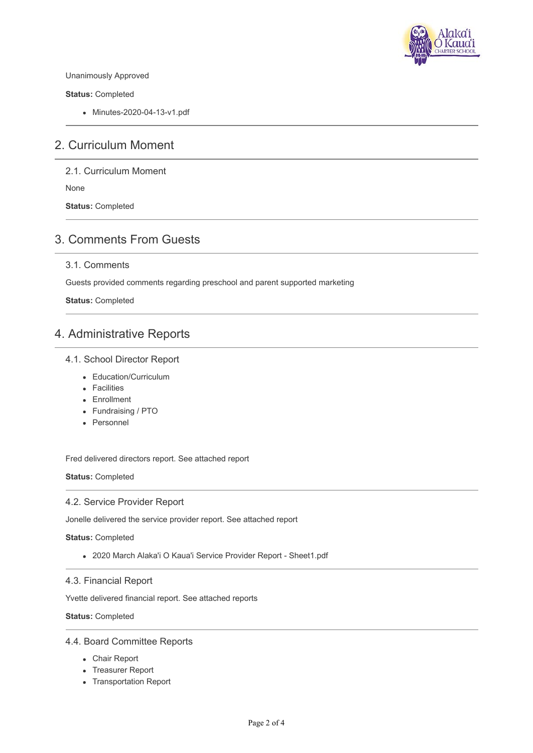Unanimously Approved

**Status:** Completed

- Minutes-2020-04-13-v1.pdf

## 2. Curriculum Moment

### 2.1. Curriculum Moment

None

**Status:** Completed

## 3. Comments From Guests

### 3.1. Comments

Guests provided comments regarding preschool and parent supported marketing

**Status:** Completed

## 4. Administrative Reports

### 4.1. School Director Report

- Education/Curriculum
- Facilities
- Enrollment
- Fundraising / PTO
- Personnel

Fred delivered directors report. See attached report

**Status:** Completed

### 4.2. Service Provider Report

Jonelle delivered the service provider report. See attached report

**Status:** Completed

- 2020 March Alaka'i O Kaua'i Service Provider Report - Sheet1.pdf

### 4.3. Financial Report

Yvette delivered financial report. See attached reports

**Status:** Completed

### 4.4. Board Committee Reports

- Chair Report
- Treasurer Report
- Transportation Report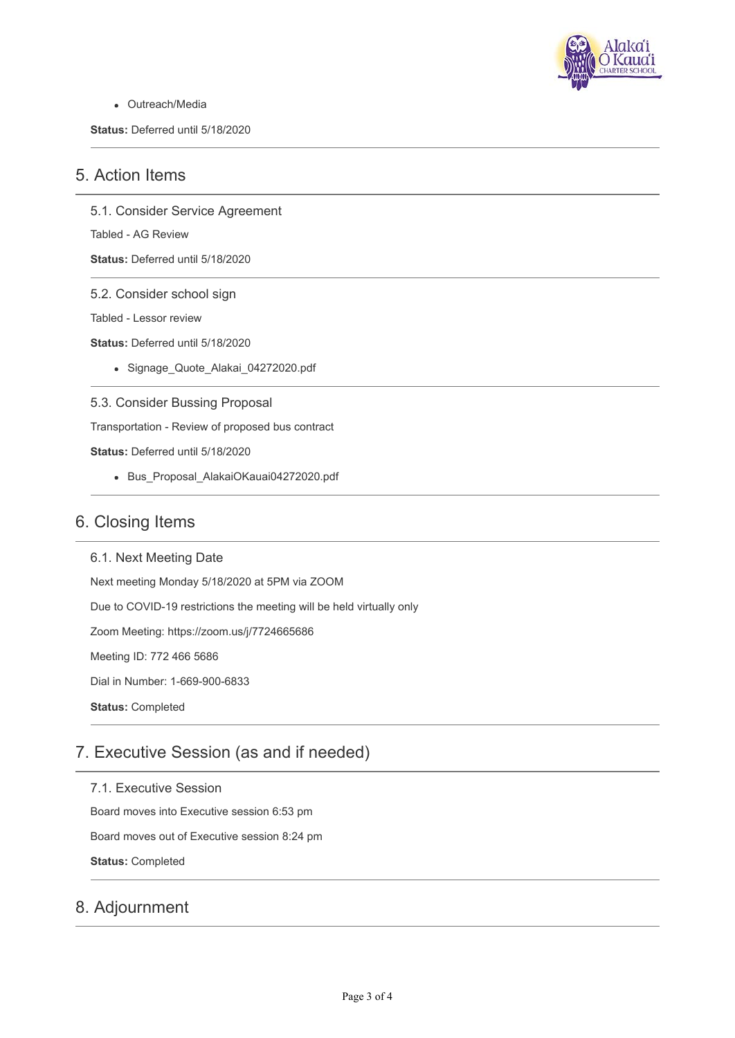- Outreach/Media

**Status:** Deferred until 5/18/2020

## 5. Action Items

### 5.1. Consider Service Agreement

Tabled - AG Review

**Status:** Deferred until 5/18/2020

### 5.2. Consider school sign

Tabled - Lessor review

**Status:** Deferred until 5/18/2020

- Signage_Quote_Alakai_04272020.pdf

### 5.3. Consider Bussing Proposal

Transportation - Review of proposed bus contract

**Status:** Deferred until 5/18/2020

- Bus_Proposal_AlakaiOKauai04272020.pdf

## 6. Closing Items

### 6.1. Next Meeting Date

Next meeting Monday 5/18/2020 at 5PM via ZOOM

Due to COVID-19 restrictions the meeting will be held virtually only

Zoom Meeting: https://zoom.us/j/7724665686

Meeting ID: 772 466 5686

Dial in Number: 1-669-900-6833

**Status:** Completed

## 7. Executive Session (as and if needed)

### 7.1. Executive Session

Board moves into Executive session 6:53 pm

Board moves out of Executive session 8:24 pm

**Status:** Completed

## 8. Adjournment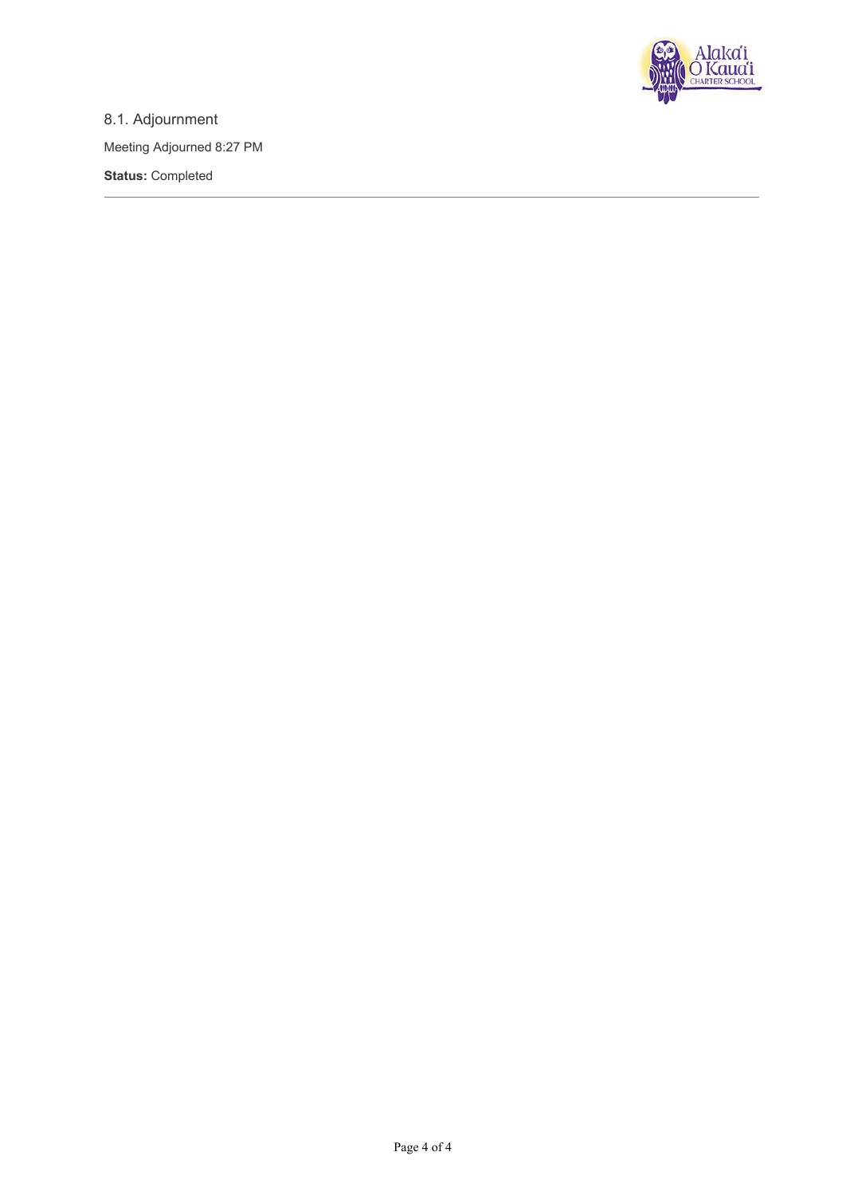## 8.1. Adjournment

Meeting Adjourned 8:27 PM

**Status:** Completed

---